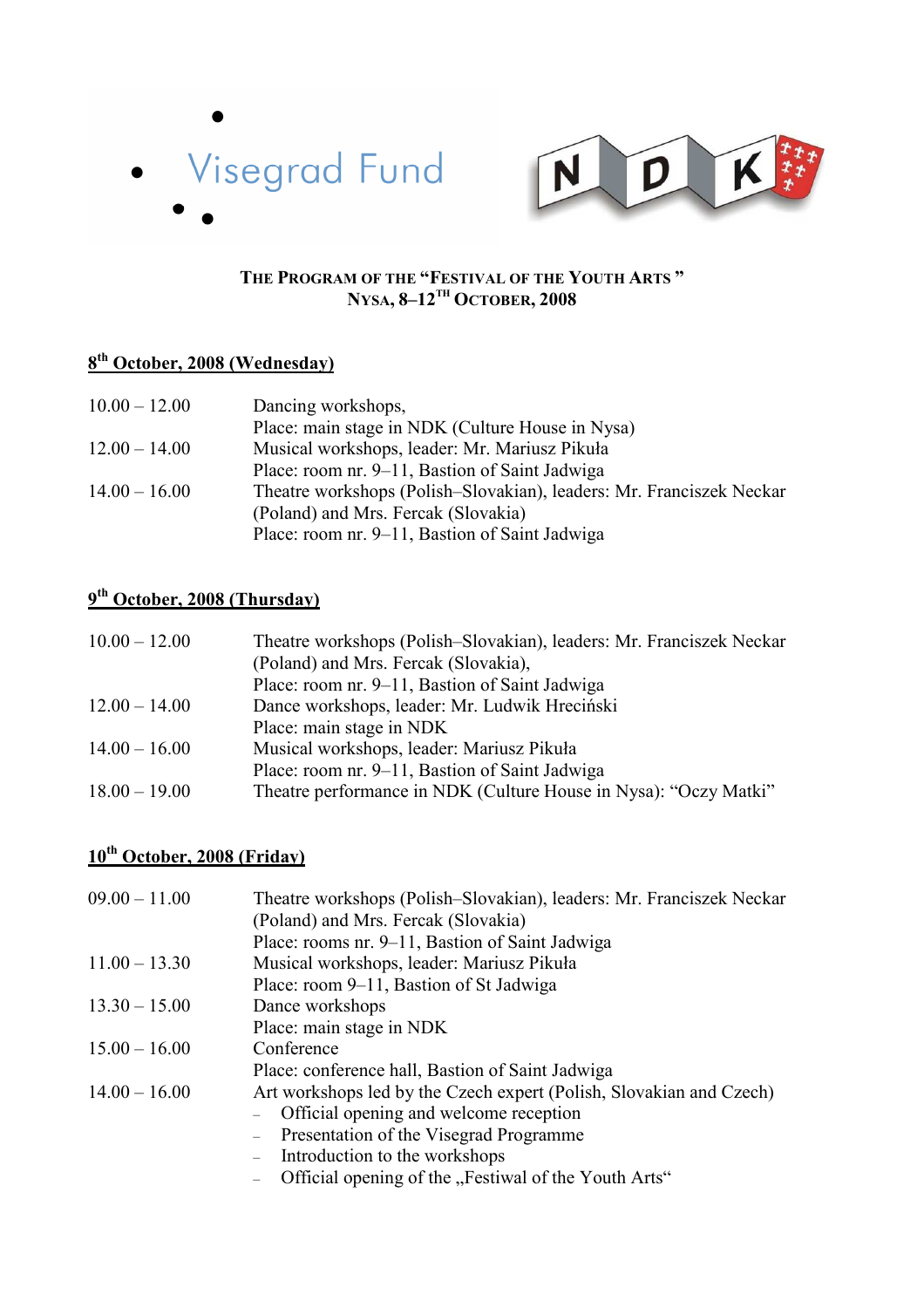Visegrad Fund

NDK

# THE PROGRAM OF THE "FESTIVAL OF THE YOUTH ARTS" NYSA, 8–12TH OCTOBER, 2008

## 8th October, 2008 (Wednesday)

| | |
|---|---|
| 10.00 – 12.00 | Dancing workshops,<br>Place: main stage in NDK (Culture House in Nysa) |
| 12.00 – 14.00 | Musical workshops, leader: Mr. Mariusz Pikuła<br>Place: room nr. 9–11, Bastion of Saint Jadwiga |
| 14.00 – 16.00 | Theatre workshops (Polish–Slovakian), leaders: Mr. Franciszek Neckar (Poland) and Mrs. Fercak (Slovakia)<br>Place: room nr. 9–11, Bastion of Saint Jadwiga |

## 9th October, 2008 (Thursday)

| | |
|---|---|
| 10.00 – 12.00 | Theatre workshops (Polish–Slovakian), leaders: Mr. Franciszek Neckar (Poland) and Mrs. Fercak (Slovakia),<br>Place: room nr. 9–11, Bastion of Saint Jadwiga |
| 12.00 – 14.00 | Dance workshops, leader: Mr. Ludwik Hreciński<br>Place: main stage in NDK |
| 14.00 – 16.00 | Musical workshops, leader: Mariusz Pikuła<br>Place: room nr. 9–11, Bastion of Saint Jadwiga |
| 18.00 – 19.00 | Theatre performance in NDK (Culture House in Nysa): "Oczy Matki" |

## 10th October, 2008 (Friday)

| | |
|---|---|
| 09.00 – 11.00 | Theatre workshops (Polish–Slovakian), leaders: Mr. Franciszek Neckar (Poland) and Mrs. Fercak (Slovakia)<br>Place: rooms nr. 9–11, Bastion of Saint Jadwiga |
| 11.00 – 13.30 | Musical workshops, leader: Mariusz Pikuła<br>Place: room 9–11, Bastion of St Jadwiga |
| 13.30 – 15.00 | Dance workshops<br>Place: main stage in NDK |
| 15.00 – 16.00 | Conference<br>Place: conference hall, Bastion of Saint Jadwiga |
| 14.00 – 16.00 | Art workshops led by the Czech expert (Polish, Slovakian and Czech)<br>– Official opening and welcome reception<br>– Presentation of the Visegrad Programme<br>– Introduction to the workshops<br>– Official opening of the „Festiwal of the Youth Arts" |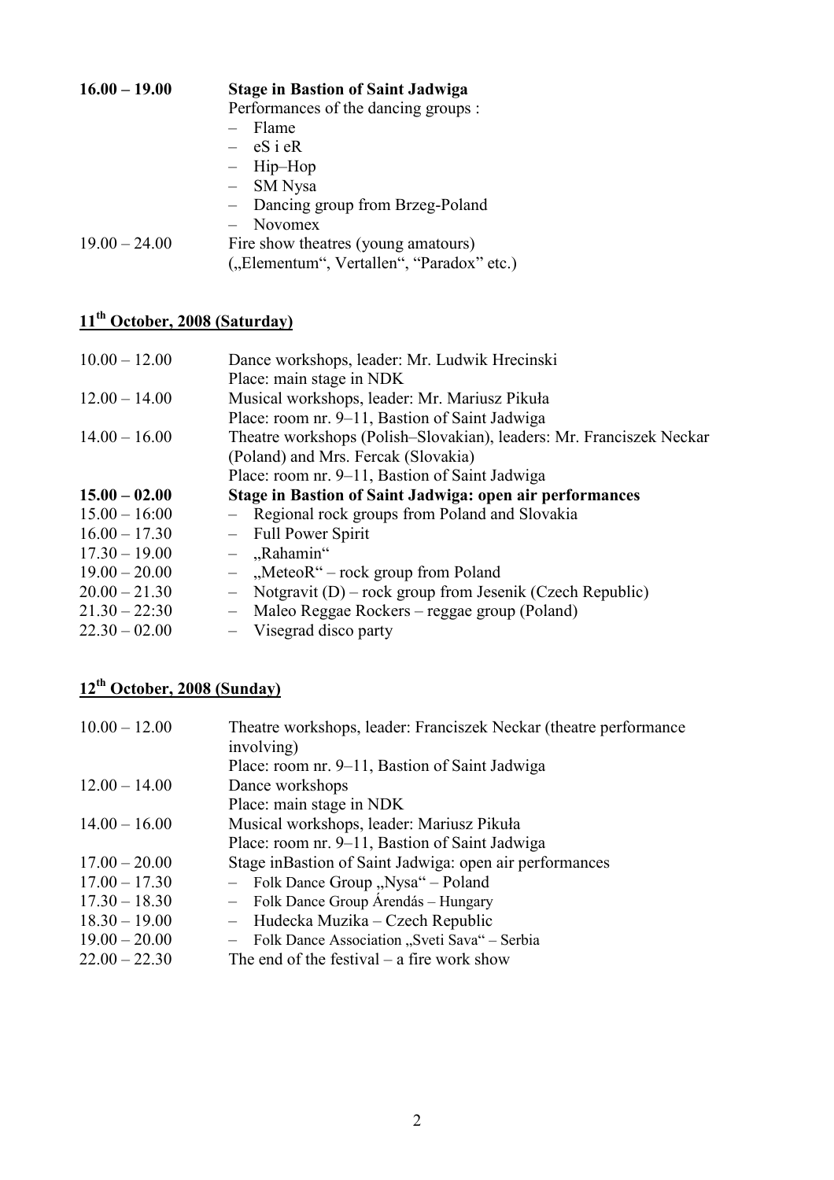**16.00 – 19.00** **Stage in Bastion of Saint Jadwiga**

Performances of the dancing groups :

- Flame
- eS i eR
- Hip–Hop
- SM Nysa
- Dancing group from Brzeg-Poland
- Novomex

19.00 – 24.00 Fire show theatres (young amatours)
(„Elementum", Vertallen", "Paradox" etc.)

## 11th October, 2008 (Saturday)

| | |
|---|---|
| 10.00 – 12.00 | Dance workshops, leader: Mr. Ludwik Hrecinski<br>Place: main stage in NDK |
| 12.00 – 14.00 | Musical workshops, leader: Mr. Mariusz Pikuła<br>Place: room nr. 9–11, Bastion of Saint Jadwiga |
| 14.00 – 16.00 | Theatre workshops (Polish–Slovakian), leaders: Mr. Franciszek Neckar (Poland) and Mrs. Fercak (Slovakia)<br>Place: room nr. 9–11, Bastion of Saint Jadwiga |
| **15.00 – 02.00** | **Stage in Bastion of Saint Jadwiga: open air performances** |
| 15.00 – 16:00 | – Regional rock groups from Poland and Slovakia |
| 16.00 – 17.30 | – Full Power Spirit |
| 17.30 – 19.00 | – „Rahamin" |
| 19.00 – 20.00 | – „MeteoR" – rock group from Poland |
| 20.00 – 21.30 | – Notgravit (D) – rock group from Jesenik (Czech Republic) |
| 21.30 – 22:30 | – Maleo Reggae Rockers – reggae group (Poland) |
| 22.30 – 02.00 | – Visegrad disco party |

## 12th October, 2008 (Sunday)

| | |
|---|---|
| 10.00 – 12.00 | Theatre workshops, leader: Franciszek Neckar (theatre performance involving)<br>Place: room nr. 9–11, Bastion of Saint Jadwiga |
| 12.00 – 14.00 | Dance workshops<br>Place: main stage in NDK |
| 14.00 – 16.00 | Musical workshops, leader: Mariusz Pikuła<br>Place: room nr. 9–11, Bastion of Saint Jadwiga |
| 17.00 – 20.00 | Stage inBastion of Saint Jadwiga: open air performances |
| 17.00 – 17.30 | – Folk Dance Group „Nysa" – Poland |
| 17.30 – 18.30 | – Folk Dance Group Árendás – Hungary |
| 18.30 – 19.00 | – Hudecka Muzika – Czech Republic |
| 19.00 – 20.00 | – Folk Dance Association „Sveti Sava" – Serbia |
| 22.00 – 22.30 | The end of the festival – a fire work show |